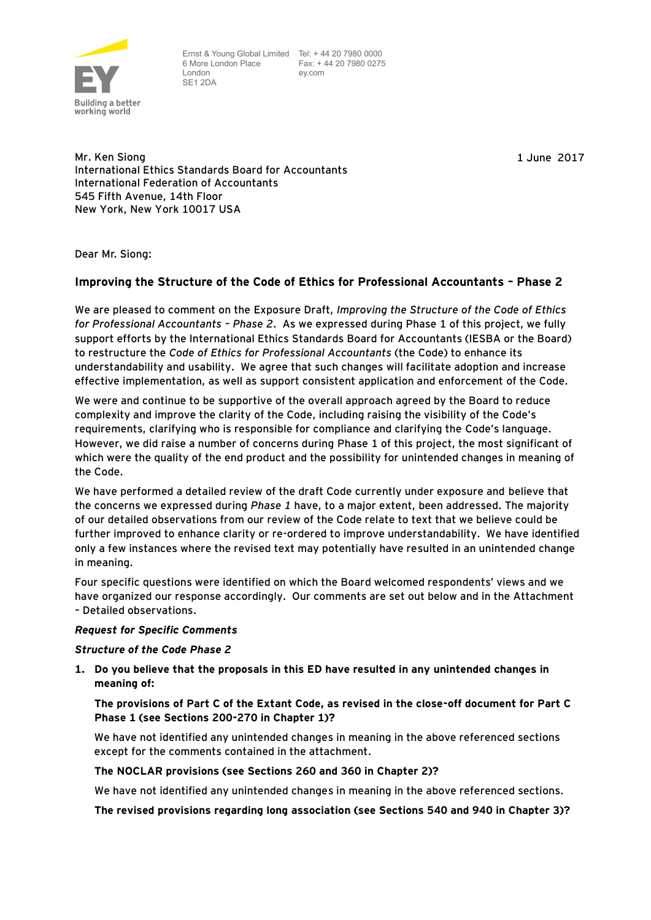Ernst & Young Global Limited
6 More London Place
London
SE1 2DA

Tel: + 44 20 7980 0000
Fax: + 44 20 7980 0275
ey.com

Mr. Ken Siong
International Ethics Standards Board for Accountants
International Federation of Accountants
545 Fifth Avenue, 14th Floor
New York, New York 10017 USA

1 June 2017

Dear Mr. Siong:

## Improving the Structure of the Code of Ethics for Professional Accountants – Phase 2

We are pleased to comment on the Exposure Draft, *Improving the Structure of the Code of Ethics for Professional Accountants – Phase 2*. As we expressed during Phase 1 of this project, we fully support efforts by the International Ethics Standards Board for Accountants (IESBA or the Board) to restructure the *Code of Ethics for Professional Accountants* (the Code) to enhance its understandability and usability. We agree that such changes will facilitate adoption and increase effective implementation, as well as support consistent application and enforcement of the Code.

We were and continue to be supportive of the overall approach agreed by the Board to reduce complexity and improve the clarity of the Code, including raising the visibility of the Code's requirements, clarifying who is responsible for compliance and clarifying the Code's language. However, we did raise a number of concerns during Phase 1 of this project, the most significant of which were the quality of the end product and the possibility for unintended changes in meaning of the Code.

We have performed a detailed review of the draft Code currently under exposure and believe that the concerns we expressed during *Phase 1* have, to a major extent, been addressed. The majority of our detailed observations from our review of the Code relate to text that we believe could be further improved to enhance clarity or re-ordered to improve understandability. We have identified only a few instances where the revised text may potentially have resulted in an unintended change in meaning.

Four specific questions were identified on which the Board welcomed respondents' views and we have organized our response accordingly. Our comments are set out below and in the Attachment – Detailed observations.

***Request for Specific Comments***

***Structure of the Code Phase 2***

1. **Do you believe that the proposals in this ED have resulted in any unintended changes in meaning of:**

   **The provisions of Part C of the Extant Code, as revised in the close-off document for Part C Phase 1 (see Sections 200-270 in Chapter 1)?**

   We have not identified any unintended changes in meaning in the above referenced sections except for the comments contained in the attachment.

   **The NOCLAR provisions (see Sections 260 and 360 in Chapter 2)?**

   We have not identified any unintended changes in meaning in the above referenced sections.

   **The revised provisions regarding long association (see Sections 540 and 940 in Chapter 3)?**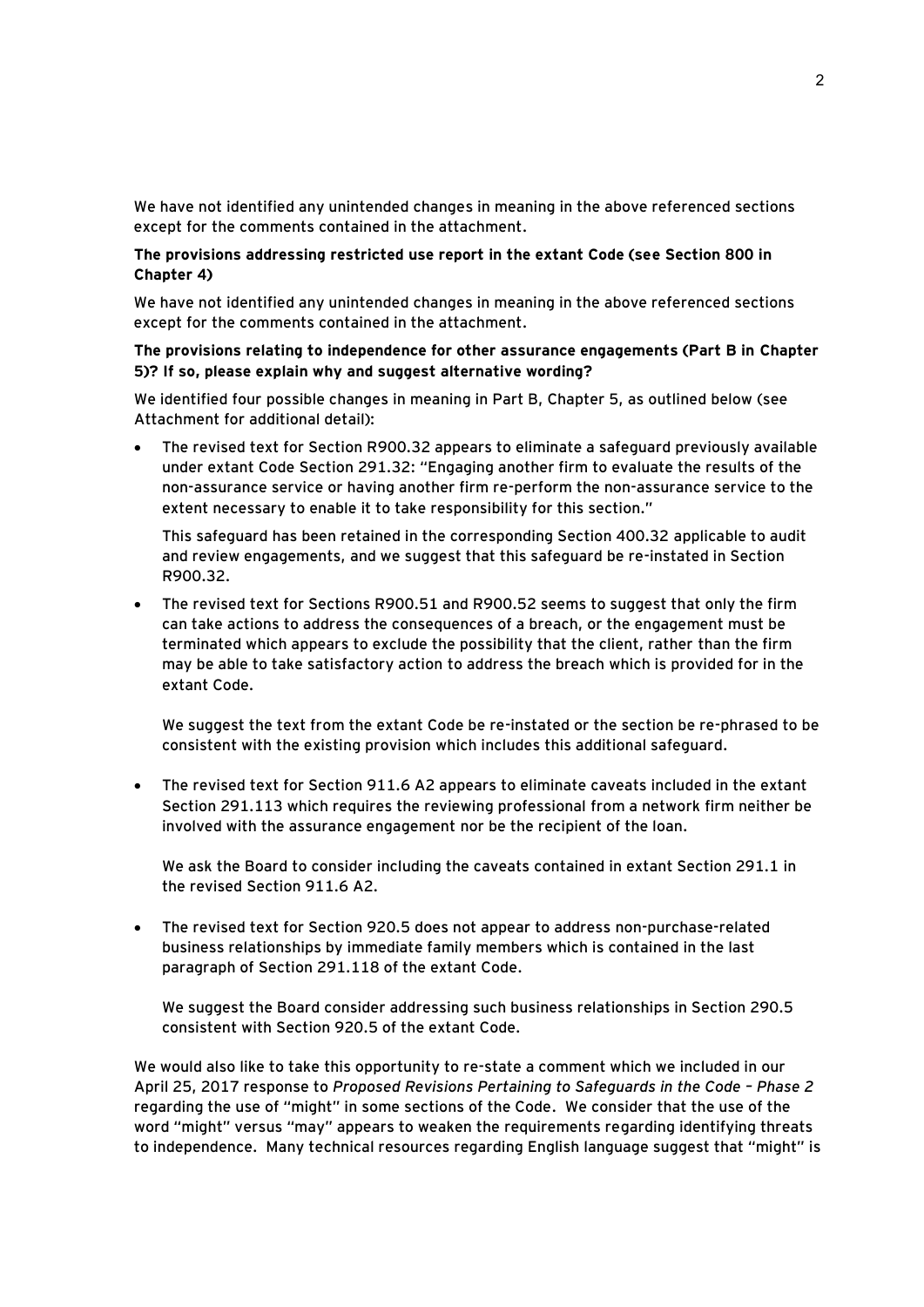We have not identified any unintended changes in meaning in the above referenced sections except for the comments contained in the attachment.

**The provisions addressing restricted use report in the extant Code (see Section 800 in Chapter 4)**

We have not identified any unintended changes in meaning in the above referenced sections except for the comments contained in the attachment.

**The provisions relating to independence for other assurance engagements (Part B in Chapter 5)? If so, please explain why and suggest alternative wording?**

We identified four possible changes in meaning in Part B, Chapter 5, as outlined below (see Attachment for additional detail):

- The revised text for Section R900.32 appears to eliminate a safeguard previously available under extant Code Section 291.32: "Engaging another firm to evaluate the results of the non-assurance service or having another firm re-perform the non-assurance service to the extent necessary to enable it to take responsibility for this section."

  This safeguard has been retained in the corresponding Section 400.32 applicable to audit and review engagements, and we suggest that this safeguard be re-instated in Section R900.32.

- The revised text for Sections R900.51 and R900.52 seems to suggest that only the firm can take actions to address the consequences of a breach, or the engagement must be terminated which appears to exclude the possibility that the client, rather than the firm may be able to take satisfactory action to address the breach which is provided for in the extant Code.

  We suggest the text from the extant Code be re-instated or the section be re-phrased to be consistent with the existing provision which includes this additional safeguard.

- The revised text for Section 911.6 A2 appears to eliminate caveats included in the extant Section 291.113 which requires the reviewing professional from a network firm neither be involved with the assurance engagement nor be the recipient of the loan.

  We ask the Board to consider including the caveats contained in extant Section 291.1 in the revised Section 911.6 A2.

- The revised text for Section 920.5 does not appear to address non-purchase-related business relationships by immediate family members which is contained in the last paragraph of Section 291.118 of the extant Code.

  We suggest the Board consider addressing such business relationships in Section 290.5 consistent with Section 920.5 of the extant Code.

We would also like to take this opportunity to re-state a comment which we included in our April 25, 2017 response to *Proposed Revisions Pertaining to Safeguards in the Code – Phase 2* regarding the use of "might" in some sections of the Code. We consider that the use of the word "might" versus "may" appears to weaken the requirements regarding identifying threats to independence. Many technical resources regarding English language suggest that "might" is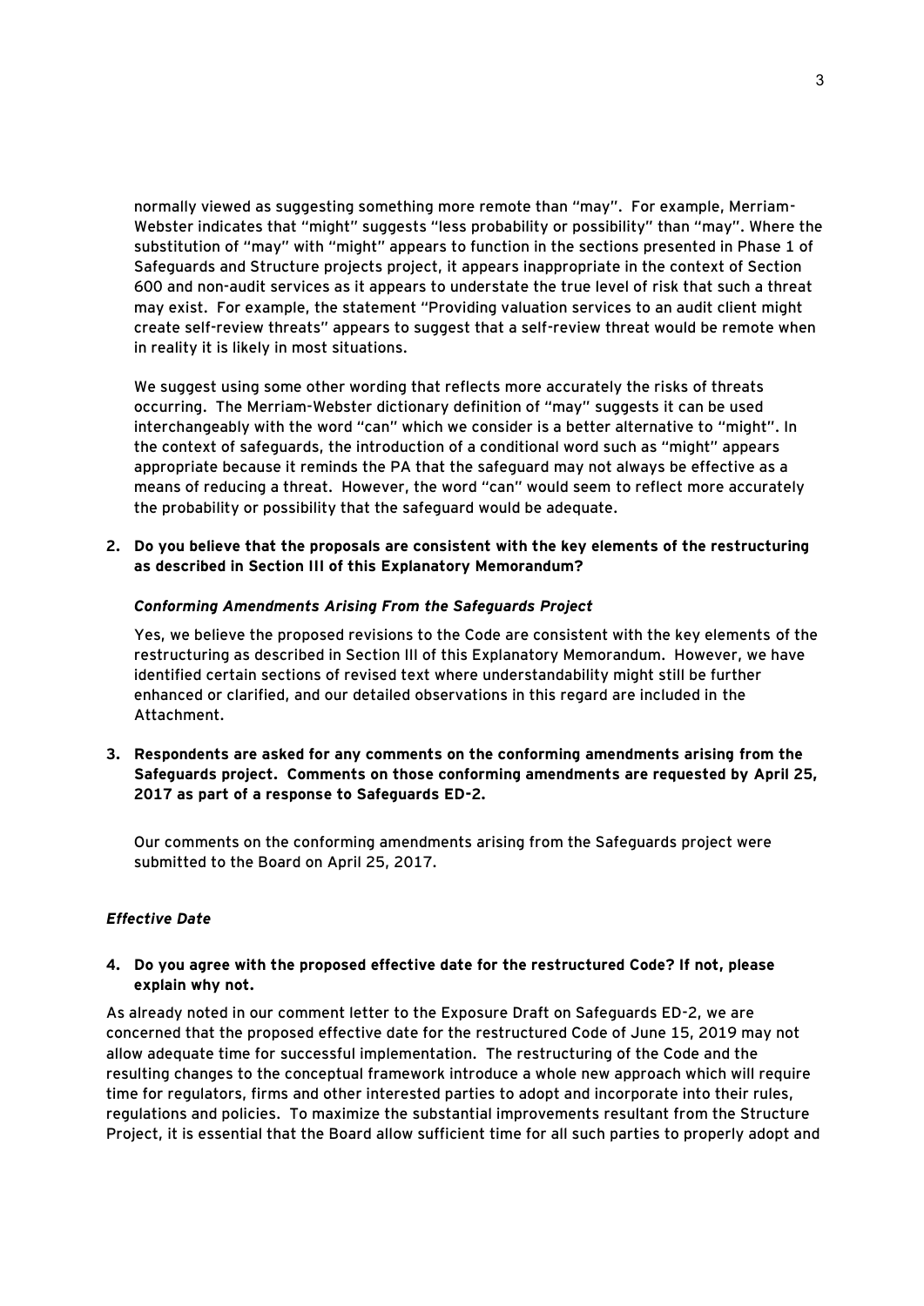normally viewed as suggesting something more remote than "may". For example, Merriam-Webster indicates that "might" suggests "less probability or possibility" than "may". Where the substitution of "may" with "might" appears to function in the sections presented in Phase 1 of Safeguards and Structure projects project, it appears inappropriate in the context of Section 600 and non-audit services as it appears to understate the true level of risk that such a threat may exist. For example, the statement "Providing valuation services to an audit client might create self-review threats" appears to suggest that a self-review threat would be remote when in reality it is likely in most situations.

We suggest using some other wording that reflects more accurately the risks of threats occurring. The Merriam-Webster dictionary definition of "may" suggests it can be used interchangeably with the word "can" which we consider is a better alternative to "might". In the context of safeguards, the introduction of a conditional word such as "might" appears appropriate because it reminds the PA that the safeguard may not always be effective as a means of reducing a threat. However, the word "can" would seem to reflect more accurately the probability or possibility that the safeguard would be adequate.

**2. Do you believe that the proposals are consistent with the key elements of the restructuring as described in Section III of this Explanatory Memorandum?**

***Conforming Amendments Arising From the Safeguards Project***

Yes, we believe the proposed revisions to the Code are consistent with the key elements of the restructuring as described in Section III of this Explanatory Memorandum. However, we have identified certain sections of revised text where understandability might still be further enhanced or clarified, and our detailed observations in this regard are included in the Attachment.

**3. Respondents are asked for any comments on the conforming amendments arising from the Safeguards project. Comments on those conforming amendments are requested by April 25, 2017 as part of a response to Safeguards ED-2.**

Our comments on the conforming amendments arising from the Safeguards project were submitted to the Board on April 25, 2017.

***Effective Date***

**4. Do you agree with the proposed effective date for the restructured Code? If not, please explain why not.**

As already noted in our comment letter to the Exposure Draft on Safeguards ED-2, we are concerned that the proposed effective date for the restructured Code of June 15, 2019 may not allow adequate time for successful implementation. The restructuring of the Code and the resulting changes to the conceptual framework introduce a whole new approach which will require time for regulators, firms and other interested parties to adopt and incorporate into their rules, regulations and policies. To maximize the substantial improvements resultant from the Structure Project, it is essential that the Board allow sufficient time for all such parties to properly adopt and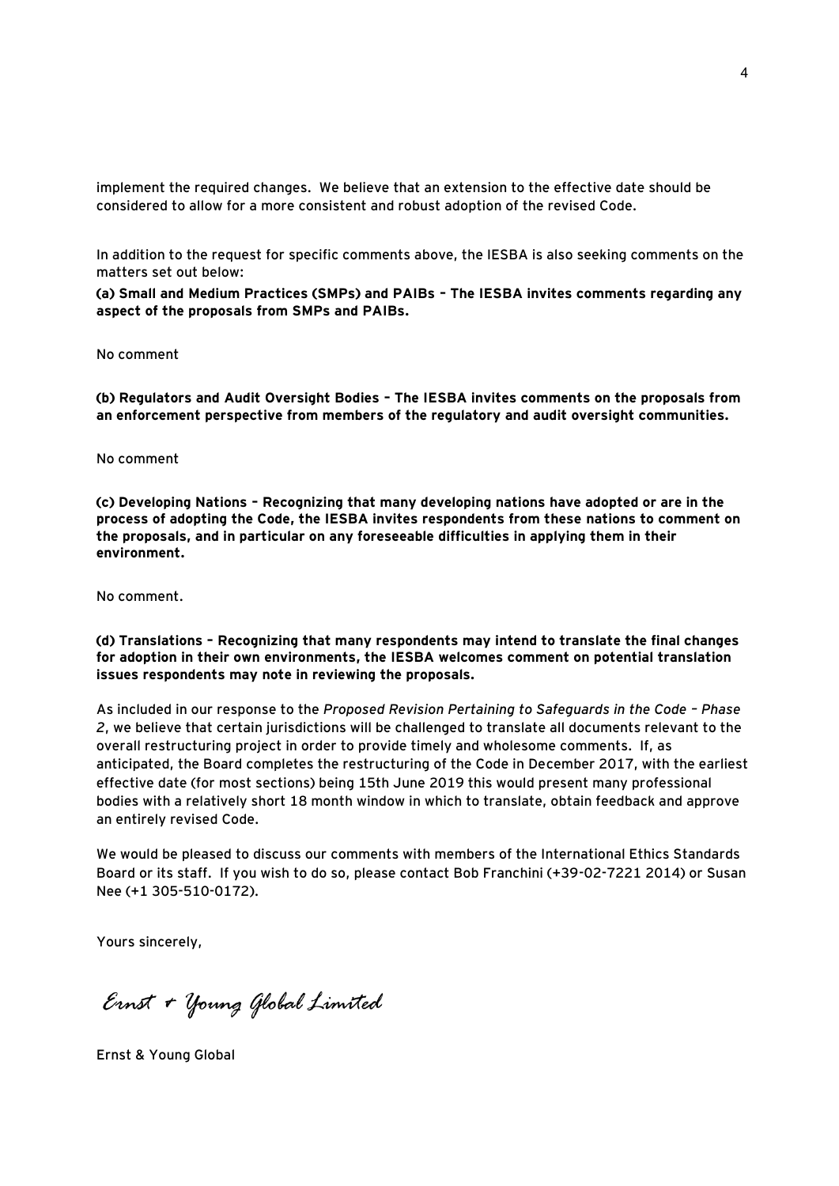implement the required changes. We believe that an extension to the effective date should be considered to allow for a more consistent and robust adoption of the revised Code.

In addition to the request for specific comments above, the IESBA is also seeking comments on the matters set out below:

**(a) Small and Medium Practices (SMPs) and PAIBs – The IESBA invites comments regarding any aspect of the proposals from SMPs and PAIBs.**

No comment

**(b) Regulators and Audit Oversight Bodies – The IESBA invites comments on the proposals from an enforcement perspective from members of the regulatory and audit oversight communities.**

No comment

**(c) Developing Nations – Recognizing that many developing nations have adopted or are in the process of adopting the Code, the IESBA invites respondents from these nations to comment on the proposals, and in particular on any foreseeable difficulties in applying them in their environment.**

No comment.

**(d) Translations – Recognizing that many respondents may intend to translate the final changes for adoption in their own environments, the IESBA welcomes comment on potential translation issues respondents may note in reviewing the proposals.**

As included in our response to the *Proposed Revision Pertaining to Safeguards in the Code – Phase 2*, we believe that certain jurisdictions will be challenged to translate all documents relevant to the overall restructuring project in order to provide timely and wholesome comments. If, as anticipated, the Board completes the restructuring of the Code in December 2017, with the earliest effective date (for most sections) being 15th June 2019 this would present many professional bodies with a relatively short 18 month window in which to translate, obtain feedback and approve an entirely revised Code.

We would be pleased to discuss our comments with members of the International Ethics Standards Board or its staff. If you wish to do so, please contact Bob Franchini (+39-02-7221 2014) or Susan Nee (+1 305-510-0172).

Yours sincerely,

*Ernst + Young Global Limited*

Ernst & Young Global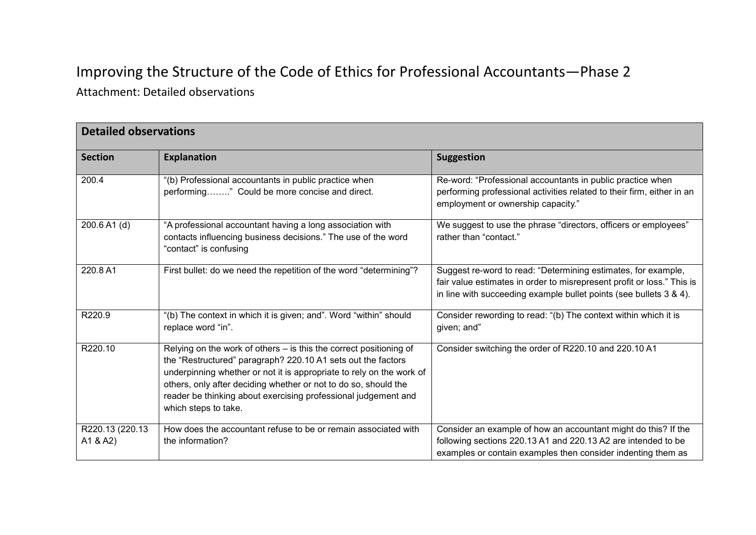# Improving the Structure of the Code of Ethics for Professional Accountants—Phase 2

Attachment: Detailed observations

| **Detailed observations** | | |
|---|---|---|
| **Section** | **Explanation** | **Suggestion** |
| 200.4 | "(b) Professional accountants in public practice when performing…….." Could be more concise and direct. | Re-word: "Professional accountants in public practice when performing professional activities related to their firm, either in an employment or ownership capacity." |
| 200.6 A1 (d) | "A professional accountant having a long association with contacts influencing business decisions." The use of the word "contact" is confusing | We suggest to use the phrase "directors, officers or employees" rather than "contact." |
| 220.8 A1 | First bullet: do we need the repetition of the word "determining"? | Suggest re-word to read: "Determining estimates, for example, fair value estimates in order to misrepresent profit or loss." This is in line with succeeding example bullet points (see bullets 3 & 4). |
| R220.9 | "(b) The context in which it is given; and". Word "within" should replace word "in". | Consider rewording to read: "(b) The context within which it is given; and" |
| R220.10 | Relying on the work of others – is this the correct positioning of the "Restructured" paragraph? 220.10 A1 sets out the factors underpinning whether or not it is appropriate to rely on the work of others, only after deciding whether or not to do so, should the reader be thinking about exercising professional judgement and which steps to take. | Consider switching the order of R220.10 and 220.10 A1 |
| R220.13 (220.13 A1 & A2) | How does the accountant refuse to be or remain associated with the information? | Consider an example of how an accountant might do this? If the following sections 220.13 A1 and 220.13 A2 are intended to be examples or contain examples then consider indenting them as |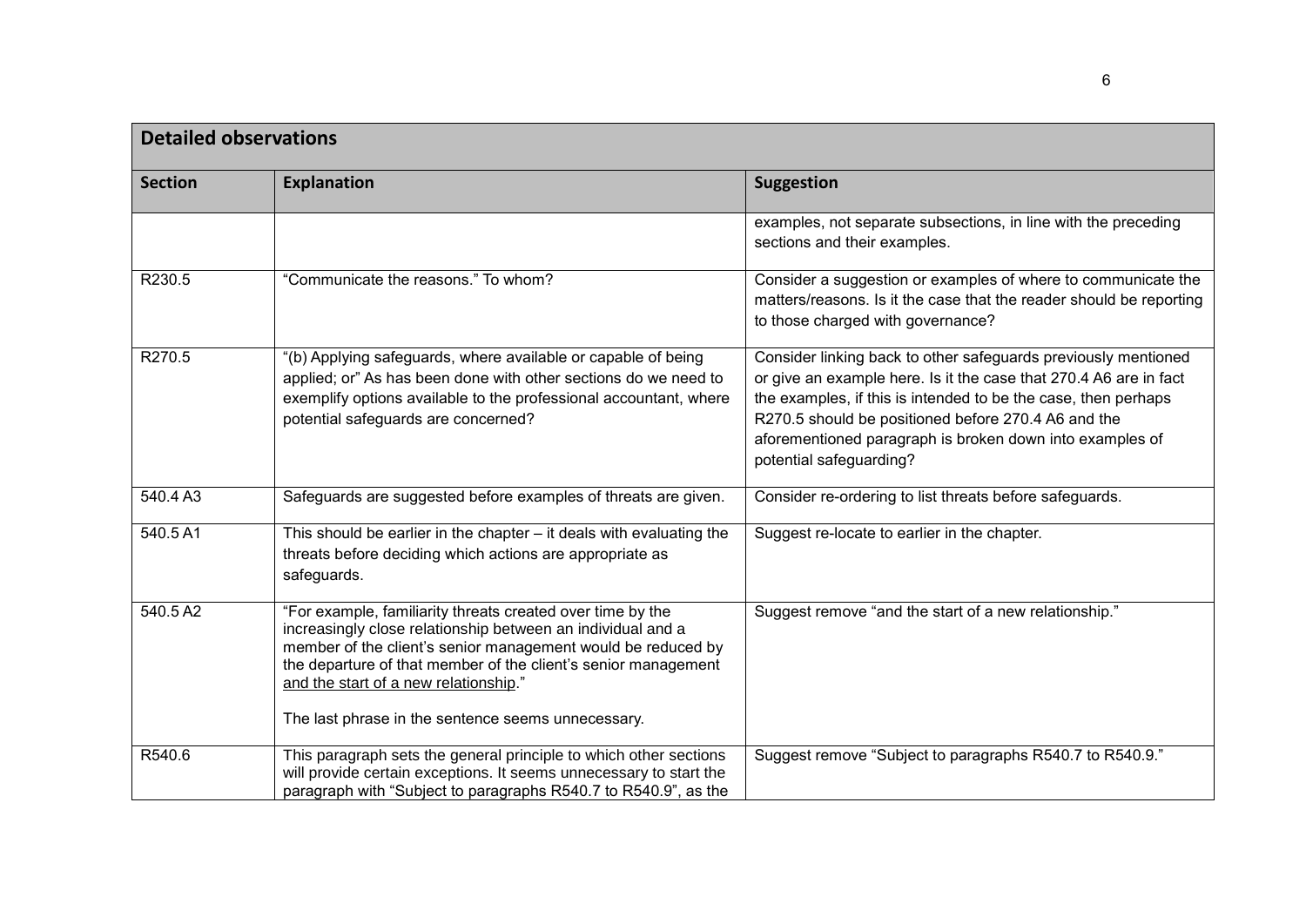| Detailed observations | | |
|---|---|---|
| **Section** | **Explanation** | **Suggestion** |
| | | examples, not separate subsections, in line with the preceding sections and their examples. |
| R230.5 | "Communicate the reasons." To whom? | Consider a suggestion or examples of where to communicate the matters/reasons. Is it the case that the reader should be reporting to those charged with governance? |
| R270.5 | "(b) Applying safeguards, where available or capable of being applied; or" As has been done with other sections do we need to exemplify options available to the professional accountant, where potential safeguards are concerned? | Consider linking back to other safeguards previously mentioned or give an example here. Is it the case that 270.4 A6 are in fact the examples, if this is intended to be the case, then perhaps R270.5 should be positioned before 270.4 A6 and the aforementioned paragraph is broken down into examples of potential safeguarding? |
| 540.4 A3 | Safeguards are suggested before examples of threats are given. | Consider re-ordering to list threats before safeguards. |
| 540.5 A1 | This should be earlier in the chapter – it deals with evaluating the threats before deciding which actions are appropriate as safeguards. | Suggest re-locate to earlier in the chapter. |
| 540.5 A2 | "For example, familiarity threats created over time by the increasingly close relationship between an individual and a member of the client's senior management would be reduced by the departure of that member of the client's senior management <u>and the start of a new relationship</u>." The last phrase in the sentence seems unnecessary. | Suggest remove "and the start of a new relationship." |
| R540.6 | This paragraph sets the general principle to which other sections will provide certain exceptions. It seems unnecessary to start the paragraph with "Subject to paragraphs R540.7 to R540.9", as the | Suggest remove "Subject to paragraphs R540.7 to R540.9." |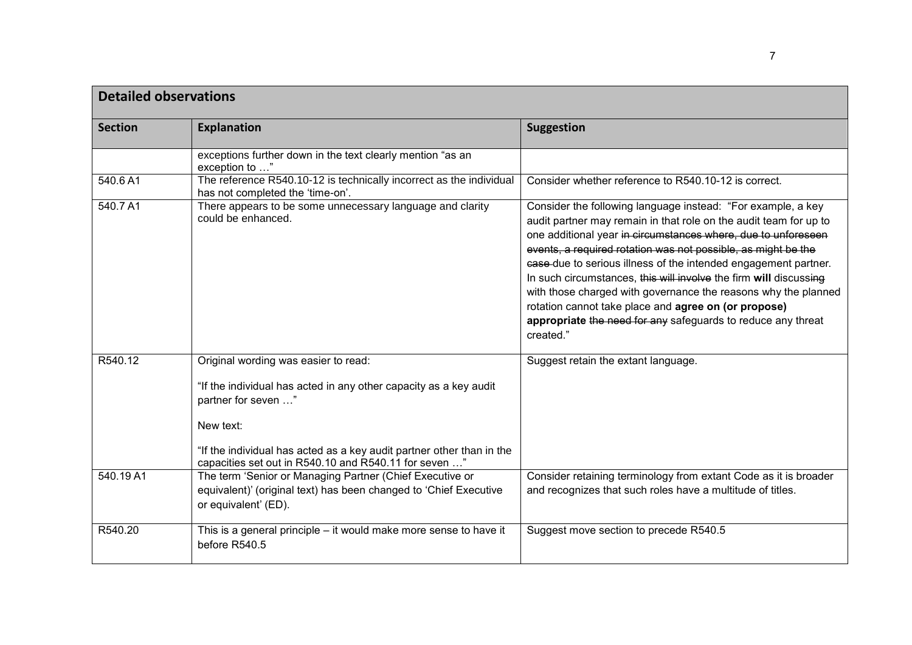| Detailed observations | | |
|---|---|---|
| **Section** | **Explanation** | **Suggestion** |
| | exceptions further down in the text clearly mention "as an exception to …" | |
| 540.6 A1 | The reference R540.10-12 is technically incorrect as the individual has not completed the 'time-on'. | Consider whether reference to R540.10-12 is correct. |
| 540.7 A1 | There appears to be some unnecessary language and clarity could be enhanced. | Consider the following language instead: "For example, a key audit partner may remain in that role on the audit team for up to one additional year ~~in circumstances where, due to unforeseen events, a required rotation was not possible, as might be the case~~ due to serious illness of the intended engagement partner. In such circumstances, ~~this will involve~~ the firm **will** discuss~~ing~~ with those charged with governance the reasons why the planned rotation cannot take place and **agree on (or propose) appropriate** ~~the need for any~~ safeguards to reduce any threat created." |
| R540.12 | Original wording was easier to read:<br><br>"If the individual has acted in any other capacity as a key audit partner for seven …"<br><br>New text:<br><br>"If the individual has acted as a key audit partner other than in the capacities set out in R540.10 and R540.11 for seven …" | Suggest retain the extant language. |
| 540.19 A1 | The term 'Senior or Managing Partner (Chief Executive or equivalent)' (original text) has been changed to 'Chief Executive or equivalent' (ED). | Consider retaining terminology from extant Code as it is broader and recognizes that such roles have a multitude of titles. |
| R540.20 | This is a general principle – it would make more sense to have it before R540.5 | Suggest move section to precede R540.5 |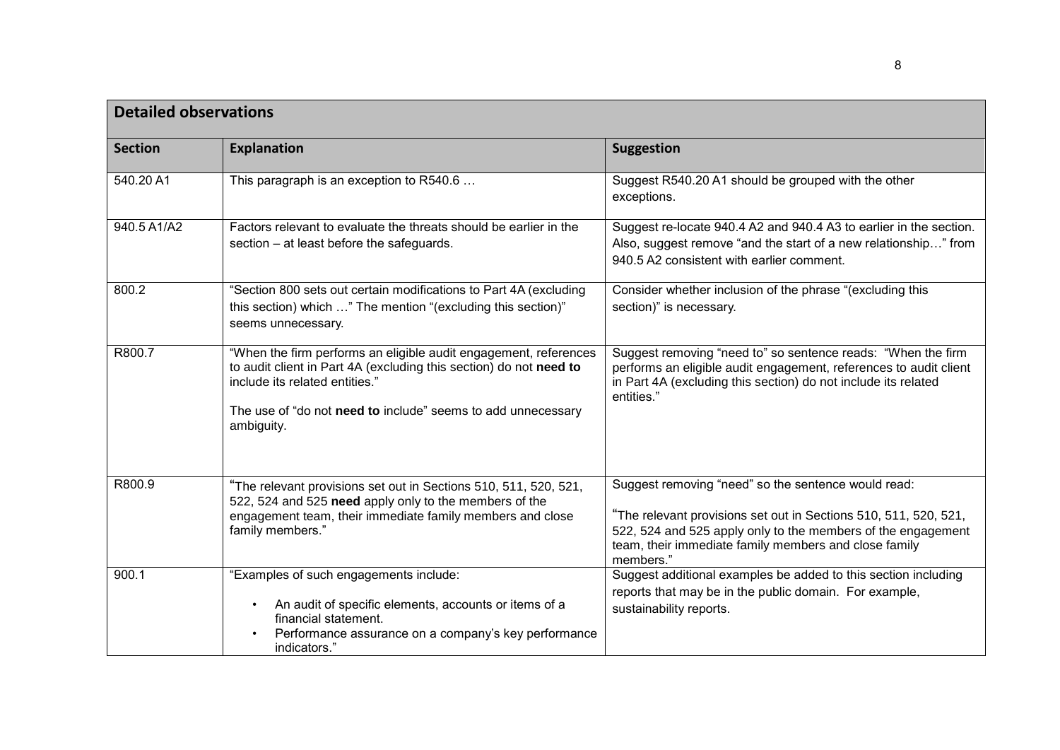| **Detailed observations** | | |
|---|---|---|
| **Section** | **Explanation** | **Suggestion** |
| 540.20 A1 | This paragraph is an exception to R540.6 … | Suggest R540.20 A1 should be grouped with the other exceptions. |
| 940.5 A1/A2 | Factors relevant to evaluate the threats should be earlier in the section – at least before the safeguards. | Suggest re-locate 940.4 A2 and 940.4 A3 to earlier in the section. Also, suggest remove "and the start of a new relationship…" from 940.5 A2 consistent with earlier comment. |
| 800.2 | "Section 800 sets out certain modifications to Part 4A (excluding this section) which …" The mention "(excluding this section)" seems unnecessary. | Consider whether inclusion of the phrase "(excluding this section)" is necessary. |
| R800.7 | "When the firm performs an eligible audit engagement, references to audit client in Part 4A (excluding this section) do not **need to** include its related entities."<br><br>The use of "do not **need to** include" seems to add unnecessary ambiguity. | Suggest removing "need to" so sentence reads: "When the firm performs an eligible audit engagement, references to audit client in Part 4A (excluding this section) do not include its related entities." |
| R800.9 | "The relevant provisions set out in Sections 510, 511, 520, 521, 522, 524 and 525 **need** apply only to the members of the engagement team, their immediate family members and close family members." | Suggest removing "need" so the sentence would read:<br><br>"The relevant provisions set out in Sections 510, 511, 520, 521, 522, 524 and 525 apply only to the members of the engagement team, their immediate family members and close family members." |
| 900.1 | "Examples of such engagements include:<br>• An audit of specific elements, accounts or items of a financial statement.<br>• Performance assurance on a company's key performance indicators." | Suggest additional examples be added to this section including reports that may be in the public domain. For example, sustainability reports. |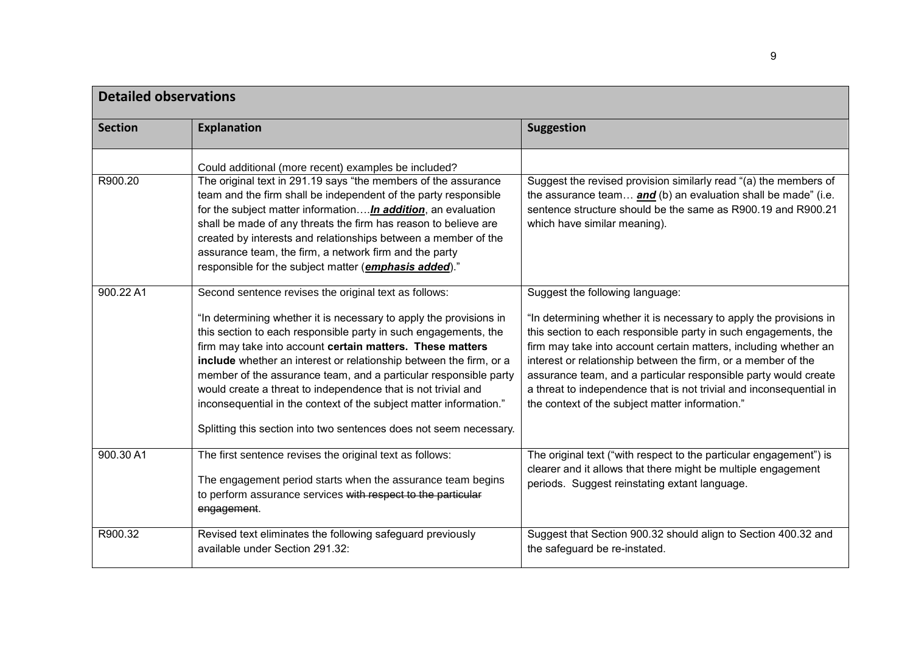| **Detailed observations** | | |
|---|---|---|
| **Section** | **Explanation** | **Suggestion** |
| | Could additional (more recent) examples be included? | |
| R900.20 | The original text in 291.19 says "the members of the assurance team and the firm shall be independent of the party responsible for the subject matter information….***In addition***, an evaluation shall be made of any threats the firm has reason to believe are created by interests and relationships between a member of the assurance team, the firm, a network firm and the party responsible for the subject matter (***emphasis added***)." | Suggest the revised provision similarly read "(a) the members of the assurance team… ***and*** (b) an evaluation shall be made" (i.e. sentence structure should be the same as R900.19 and R900.21 which have similar meaning). |
| 900.22 A1 | Second sentence revises the original text as follows:<br><br>"In determining whether it is necessary to apply the provisions in this section to each responsible party in such engagements, the firm may take into account **certain matters. These matters include** whether an interest or relationship between the firm, or a member of the assurance team, and a particular responsible party would create a threat to independence that is not trivial and inconsequential in the context of the subject matter information."<br><br>Splitting this section into two sentences does not seem necessary. | Suggest the following language:<br><br>"In determining whether it is necessary to apply the provisions in this section to each responsible party in such engagements, the firm may take into account certain matters, including whether an interest or relationship between the firm, or a member of the assurance team, and a particular responsible party would create a threat to independence that is not trivial and inconsequential in the context of the subject matter information." |
| 900.30 A1 | The first sentence revises the original text as follows:<br><br>The engagement period starts when the assurance team begins to perform assurance services ~~with respect to the particular engagement~~. | The original text ("with respect to the particular engagement") is clearer and it allows that there might be multiple engagement periods. Suggest reinstating extant language. |
| R900.32 | Revised text eliminates the following safeguard previously available under Section 291.32: | Suggest that Section 900.32 should align to Section 400.32 and the safeguard be re-instated. |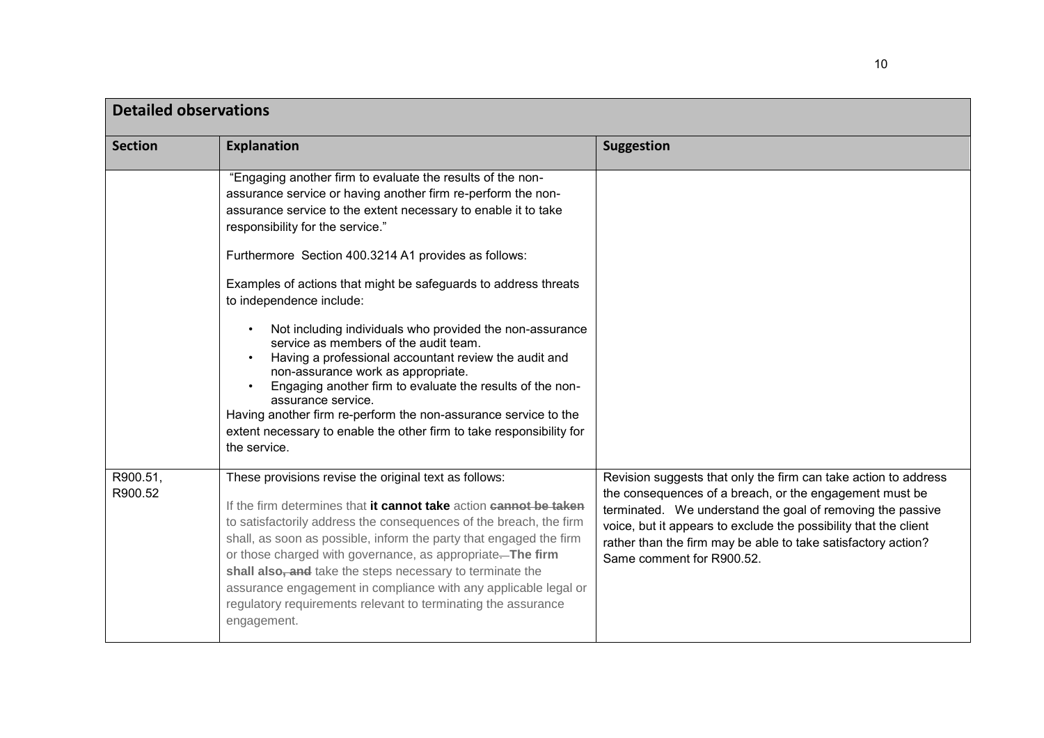| Detailed observations | | |
|---|---|---|
| **Section** | **Explanation** | **Suggestion** |
| | "Engaging another firm to evaluate the results of the non-assurance service or having another firm re-perform the non-assurance service to the extent necessary to enable it to take responsibility for the service."<br><br>Furthermore Section 400.3214 A1 provides as follows:<br><br>Examples of actions that might be safeguards to address threats to independence include:<br><br>• Not including individuals who provided the non-assurance service as members of the audit team.<br>• Having a professional accountant review the audit and non-assurance work as appropriate.<br>• Engaging another firm to evaluate the results of the non-assurance service.<br>Having another firm re-perform the non-assurance service to the extent necessary to enable the other firm to take responsibility for the service. | |
| R900.51, R900.52 | These provisions revise the original text as follows:<br><br>If the firm determines that **it cannot take** action ~~cannot be taken~~ to satisfactorily address the consequences of the breach, the firm shall, as soon as possible, inform the party that engaged the firm or those charged with governance, as appropriate. **The firm shall also**~~, and~~ take the steps necessary to terminate the assurance engagement in compliance with any applicable legal or regulatory requirements relevant to terminating the assurance engagement. | Revision suggests that only the firm can take action to address the consequences of a breach, or the engagement must be terminated. We understand the goal of removing the passive voice, but it appears to exclude the possibility that the client rather than the firm may be able to take satisfactory action? Same comment for R900.52. |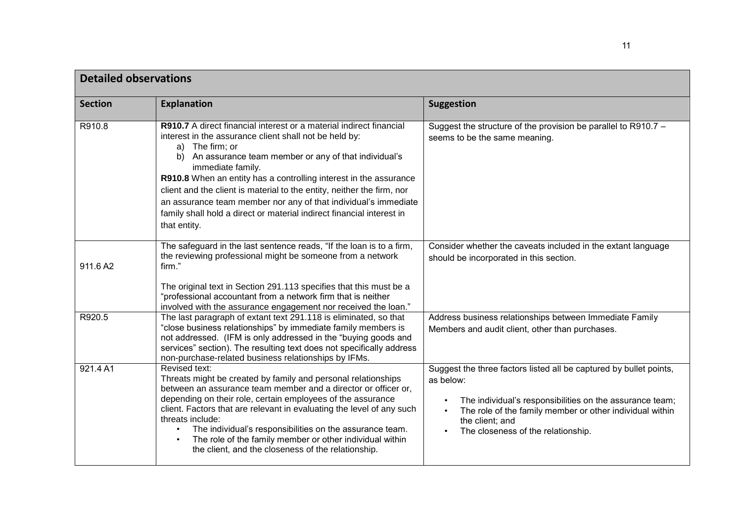| Detailed observations | | |
|---|---|---|
| **Section** | **Explanation** | **Suggestion** |
| R910.8 | **R910.7** A direct financial interest or a material indirect financial interest in the assurance client shall not be held by:<br>a) The firm; or<br>b) An assurance team member or any of that individual's immediate family.<br>**R910.8** When an entity has a controlling interest in the assurance client and the client is material to the entity, neither the firm, nor an assurance team member nor any of that individual's immediate family shall hold a direct or material indirect financial interest in that entity. | Suggest the structure of the provision be parallel to R910.7 – seems to be the same meaning. |
| 911.6 A2 | The safeguard in the last sentence reads, "If the loan is to a firm, the reviewing professional might be someone from a network firm."<br><br>The original text in Section 291.113 specifies that this must be a "professional accountant from a network firm that is neither involved with the assurance engagement nor received the loan." | Consider whether the caveats included in the extant language should be incorporated in this section. |
| R920.5 | The last paragraph of extant text 291.118 is eliminated, so that "close business relationships" by immediate family members is not addressed. (IFM is only addressed in the "buying goods and services" section). The resulting text does not specifically address non-purchase-related business relationships by IFMs. | Address business relationships between Immediate Family Members and audit client, other than purchases. |
| 921.4 A1 | Revised text:<br>Threats might be created by family and personal relationships between an assurance team member and a director or officer or, depending on their role, certain employees of the assurance client. Factors that are relevant in evaluating the level of any such threats include:<br>• The individual's responsibilities on the assurance team.<br>• The role of the family member or other individual within the client, and the closeness of the relationship. | Suggest the three factors listed all be captured by bullet points, as below:<br>• The individual's responsibilities on the assurance team;<br>• The role of the family member or other individual within the client; and<br>• The closeness of the relationship. |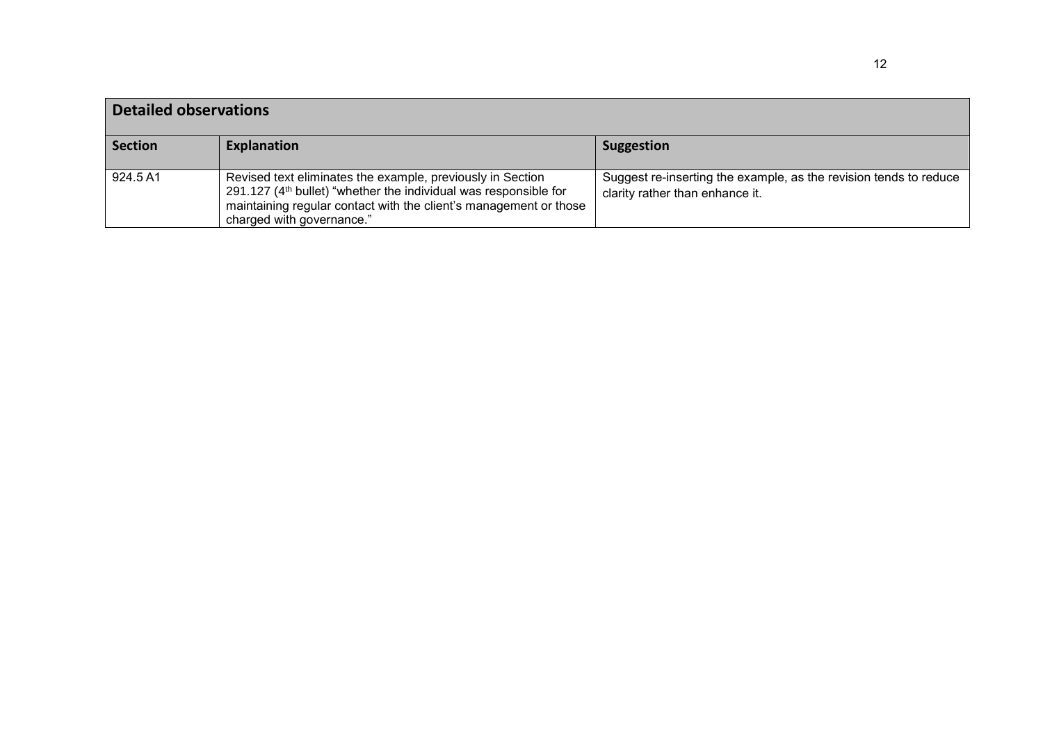| Detailed observations | | |
|---|---|---|
| **Section** | **Explanation** | **Suggestion** |
| 924.5 A1 | Revised text eliminates the example, previously in Section 291.127 (4th bullet) "whether the individual was responsible for maintaining regular contact with the client's management or those charged with governance." | Suggest re-inserting the example, as the revision tends to reduce clarity rather than enhance it. |